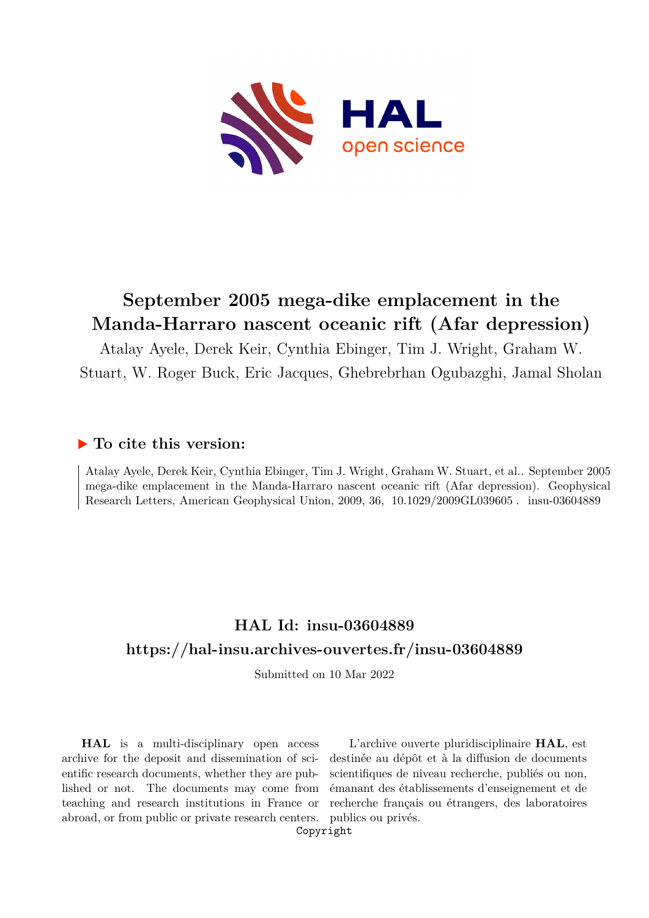# September 2005 mega-dike emplacement in the Manda-Harraro nascent oceanic rift (Afar depression)

Atalay Ayele, Derek Keir, Cynthia Ebinger, Tim J. Wright, Graham W. Stuart, W. Roger Buck, Eric Jacques, Ghebrebrhan Ogubazghi, Jamal Sholan

## ▶ To cite this version:

Atalay Ayele, Derek Keir, Cynthia Ebinger, Tim J. Wright, Graham W. Stuart, et al.. September 2005 mega-dike emplacement in the Manda-Harraro nascent oceanic rift (Afar depression). Geophysical Research Letters, American Geophysical Union, 2009, 36, 10.1029/2009GL039605 . insu-03604889

## HAL Id: insu-03604889

## https://hal-insu.archives-ouvertes.fr/insu-03604889

Submitted on 10 Mar 2022

**HAL** is a multi-disciplinary open access archive for the deposit and dissemination of scientific research documents, whether they are published or not. The documents may come from teaching and research institutions in France or abroad, or from public or private research centers.

L'archive ouverte pluridisciplinaire **HAL**, est destinée au dépôt et à la diffusion de documents scientifiques de niveau recherche, publiés ou non, émanant des établissements d'enseignement et de recherche français ou étrangers, des laboratoires publics ou privés.

Copyright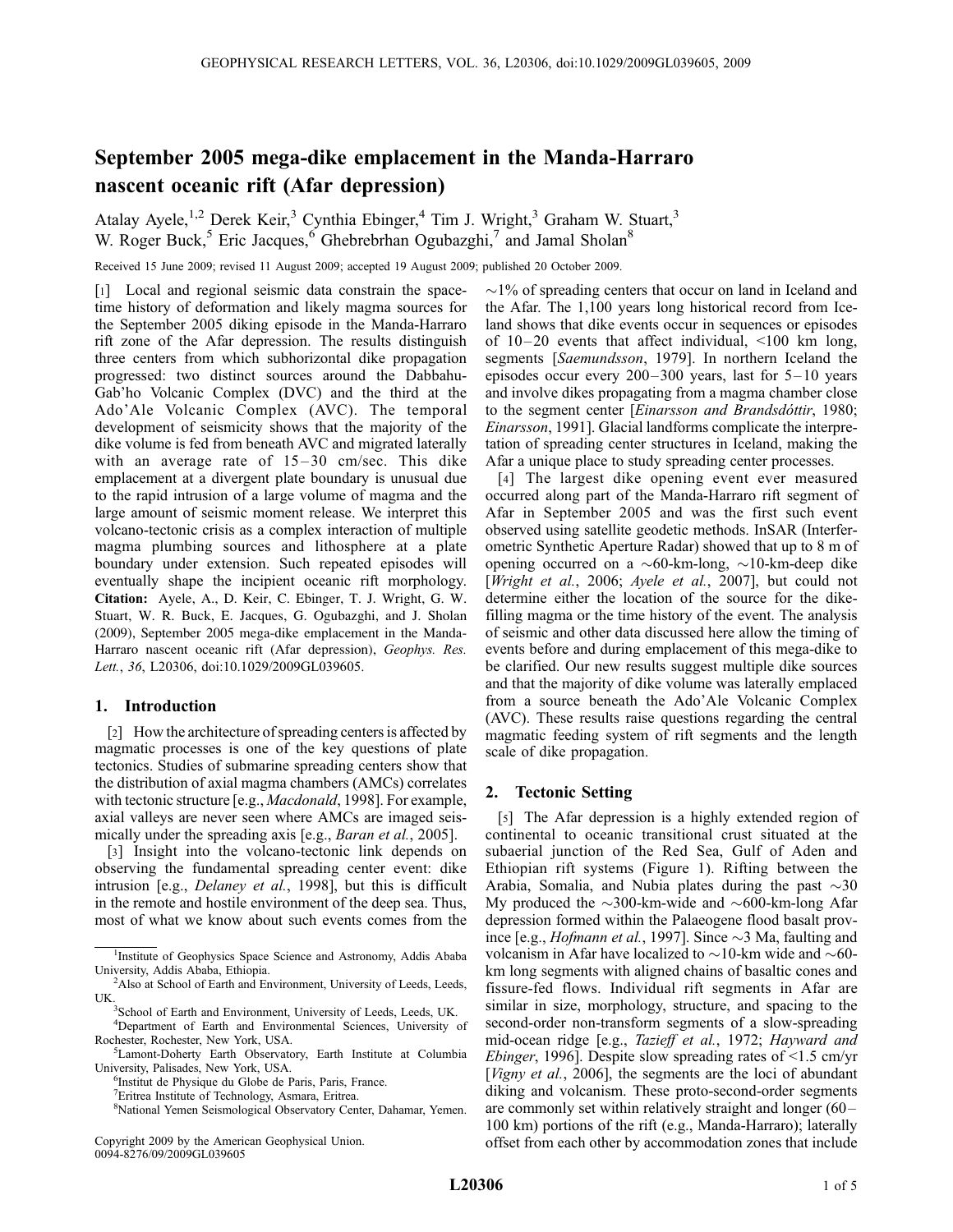# September 2005 mega-dike emplacement in the Manda-Harraro nascent oceanic rift (Afar depression)

Atalay Ayele,[1,2] Derek Keir,[3] Cynthia Ebinger,[4] Tim J. Wright,[3] Graham W. Stuart,[3] W. Roger Buck,[5] Eric Jacques,[6] Ghebrebrhan Ogubazghi,[7] and Jamal Sholan[8]

Received 15 June 2009; revised 11 August 2009; accepted 19 August 2009; published 20 October 2009.

[1] Local and regional seismic data constrain the space-time history of deformation and likely magma sources for the September 2005 diking episode in the Manda-Harraro rift zone of the Afar depression. The results distinguish three centers from which subhorizontal dike propagation progressed: two distinct sources around the Dabbahu-Gab'ho Volcanic Complex (DVC) and the third at the Ado'Ale Volcanic Complex (AVC). The temporal development of seismicity shows that the majority of the dike volume is fed from beneath AVC and migrated laterally with an average rate of 15–30 cm/sec. This dike emplacement at a divergent plate boundary is unusual due to the rapid intrusion of a large volume of magma and the large amount of seismic moment release. We interpret this volcano-tectonic crisis as a complex interaction of multiple magma plumbing sources and lithosphere at a plate boundary under extension. Such repeated episodes will eventually shape the incipient oceanic rift morphology. **Citation:** Ayele, A., D. Keir, C. Ebinger, T. J. Wright, G. W. Stuart, W. R. Buck, E. Jacques, G. Ogubazghi, and J. Sholan (2009), September 2005 mega-dike emplacement in the Manda-Harraro nascent oceanic rift (Afar depression), *Geophys. Res. Lett.*, *36*, L20306, doi:10.1029/2009GL039605.

## 1. Introduction

[2] How the architecture of spreading centers is affected by magmatic processes is one of the key questions of plate tectonics. Studies of submarine spreading centers show that the distribution of axial magma chambers (AMCs) correlates with tectonic structure [e.g., *Macdonald*, 1998]. For example, axial valleys are never seen where AMCs are imaged seismically under the spreading axis [e.g., *Baran et al.*, 2005].

[3] Insight into the volcano-tectonic link depends on observing the fundamental spreading center event: dike intrusion [e.g., *Delaney et al.*, 1998], but this is difficult in the remote and hostile environment of the deep sea. Thus, most of what we know about such events comes from the ~1% of spreading centers that occur on land in Iceland and the Afar. The 1,100 years long historical record from Iceland shows that dike events occur in sequences or episodes of 10–20 events that affect individual, <100 km long, segments [*Saemundsson*, 1979]. In northern Iceland the episodes occur every 200–300 years, last for 5–10 years and involve dikes propagating from a magma chamber close to the segment center [*Einarsson and Brandsdóttir*, 1980; *Einarsson*, 1991]. Glacial landforms complicate the interpretation of spreading center structures in Iceland, making the Afar a unique place to study spreading center processes.

[4] The largest dike opening event ever measured occurred along part of the Manda-Harraro rift segment of Afar in September 2005 and was the first such event observed using satellite geodetic methods. InSAR (Interferometric Synthetic Aperture Radar) showed that up to 8 m of opening occurred on a ~60-km-long, ~10-km-deep dike [*Wright et al.*, 2006; *Ayele et al.*, 2007], but could not determine either the location of the source for the dike-filling magma or the time history of the event. The analysis of seismic and other data discussed here allow the timing of events before and during emplacement of this mega-dike to be clarified. Our new results suggest multiple dike sources and that the majority of dike volume was laterally emplaced from a source beneath the Ado'Ale Volcanic Complex (AVC). These results raise questions regarding the central magmatic feeding system of rift segments and the length scale of dike propagation.

## 2. Tectonic Setting

[5] The Afar depression is a highly extended region of continental to oceanic transitional crust situated at the subaerial junction of the Red Sea, Gulf of Aden and Ethiopian rift systems (Figure 1). Rifting between the Arabia, Somalia, and Nubia plates during the past ~30 My produced the ~300-km-wide and ~600-km-long Afar depression formed within the Palaeogene flood basalt province [e.g., *Hofmann et al.*, 1997]. Since ~3 Ma, faulting and volcanism in Afar have localized to ~10-km wide and ~60-km long segments with aligned chains of basaltic cones and fissure-fed flows. Individual rift segments in Afar are similar in size, morphology, structure, and spacing to the second-order non-transform segments of a slow-spreading mid-ocean ridge [e.g., *Tazieff et al.*, 1972; *Hayward and Ebinger*, 1996]. Despite slow spreading rates of <1.5 cm/yr [*Vigny et al.*, 2006], the segments are the loci of abundant diking and volcanism. These proto-second-order segments are commonly set within relatively straight and longer (60–100 km) portions of the rift (e.g., Manda-Harraro); laterally offset from each other by accommodation zones that include

---

[1]Institute of Geophysics Space Science and Astronomy, Addis Ababa University, Addis Ababa, Ethiopia.

[2]Also at School of Earth and Environment, University of Leeds, Leeds, UK.

[3]School of Earth and Environment, University of Leeds, Leeds, UK.

[4]Department of Earth and Environmental Sciences, University of Rochester, Rochester, New York, USA.

[5]Lamont-Doherty Earth Observatory, Earth Institute at Columbia University, Palisades, New York, USA.

[6]Institut de Physique du Globe de Paris, Paris, France.

[7]Eritrea Institute of Technology, Asmara, Eritrea.

[8]National Yemen Seismological Observatory Center, Dahamar, Yemen.

Copyright 2009 by the American Geophysical Union.
0094-8276/09/2009GL039605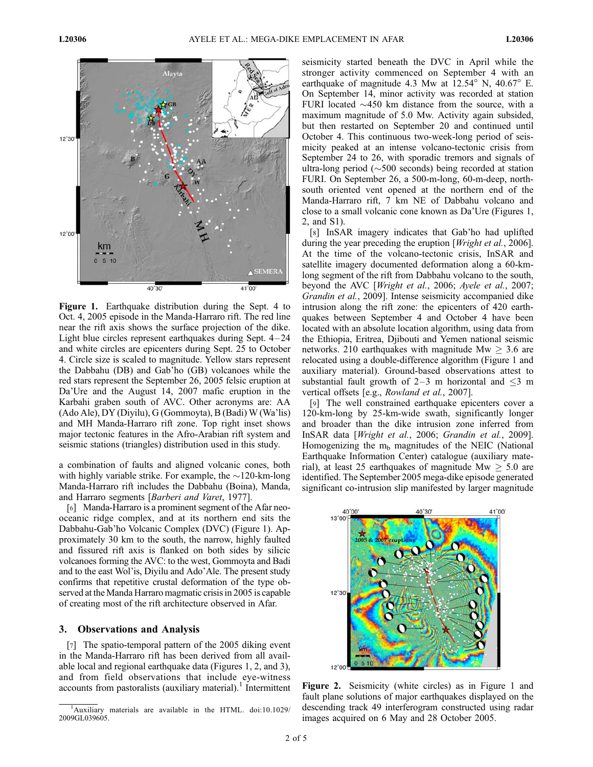**Figure 1.** Earthquake distribution during the Sept. 4 to Oct. 4, 2005 episode in the Manda-Harraro rift. The red line near the rift axis shows the surface projection of the dike. Light blue circles represent earthquakes during Sept. 4–24 and white circles are epicenters during Sept. 25 to October 4. Circle size is scaled to magnitude. Yellow stars represent the Dabbahu (DB) and Gab'ho (GB) volcanoes while the red stars represent the September 26, 2005 felsic eruption at Da'Ure and the August 14, 2007 mafic eruption in the Karbahi graben south of AVC. Other acronyms are: AA (Ado Ale), DY (Diyilu), G (Gommoyta), B (Badi) W (Wa'lis) and MH Manda-Harraro rift zone. Top right inset shows major tectonic features in the Afro-Arabian rift system and seismic stations (triangles) distribution used in this study.

a combination of faults and aligned volcanic cones, both with highly variable strike. For example, the ~120-km-long Manda-Harraro rift includes the Dabbahu (Boina), Manda, and Harraro segments [*Barberi and Varet*, 1977].

[6] Manda-Harraro is a prominent segment of the Afar neo-oceanic ridge complex, and at its northern end sits the Dabbahu-Gab'ho Volcanic Complex (DVC) (Figure 1). Approximately 30 km to the south, the narrow, highly faulted and fissured rift axis is flanked on both sides by silicic volcanoes forming the AVC: to the west, Gommoyta and Badi and to the east Wol'is, Diyilu and Ado'Ale. The present study confirms that repetitive crustal deformation of the type observed at the Manda Harraro magmatic crisis in 2005 is capable of creating most of the rift architecture observed in Afar.

## 3. Observations and Analysis

[7] The spatio-temporal pattern of the 2005 diking event in the Manda-Harraro rift has been derived from all available local and regional earthquake data (Figures 1, 2, and 3), and from field observations that include eye-witness accounts from pastoralists (auxiliary material).[1] Intermittent seismicity started beneath the DVC in April while the stronger activity commenced on September 4 with an earthquake of magnitude 4.3 Mw at 12.54° N, 40.67° E. On September 14, minor activity was recorded at station FURI located ~450 km distance from the source, with a maximum magnitude of 5.0 Mw. Activity again subsided, but then restarted on September 20 and continued until October 4. This continuous two-week-long period of seismicity peaked at an intense volcano-tectonic crisis from September 24 to 26, with sporadic tremors and signals of ultra-long period (~500 seconds) being recorded at station FURI. On September 26, a 500-m-long, 60-m-deep, north-south oriented vent opened at the northern end of the Manda-Harraro rift, 7 km NE of Dabbahu volcano and close to a small volcanic cone known as Da'Ure (Figures 1, 2, and S1).

[8] InSAR imagery indicates that Gab'ho had uplifted during the year preceding the eruption [*Wright et al.*, 2006]. At the time of the volcano-tectonic crisis, InSAR and satellite imagery documented deformation along a 60-km-long segment of the rift from Dabbahu volcano to the south, beyond the AVC [*Wright et al.*, 2006; *Ayele et al.*, 2007; *Grandin et al.*, 2009]. Intense seismicity accompanied dike intrusion along the rift zone: the epicenters of 420 earthquakes between September 4 and October 4 have been located with an absolute location algorithm, using data from the Ethiopia, Eritrea, Djibouti and Yemen national seismic networks. 210 earthquakes with magnitude Mw ≥ 3.6 are relocated using a double-difference algorithm (Figure 1 and auxiliary material). Ground-based observations attest to substantial fault growth of 2–3 m horizontal and ≤3 m vertical offsets [e.g., *Rowland et al.*, 2007].

[9] The well constrained earthquake epicenters cover a 120-km-long by 25-km-wide swath, significantly longer and broader than the dike intrusion zone inferred from InSAR data [*Wright et al.*, 2006; *Grandin et al.*, 2009]. Homogenizing the $m_b$ magnitudes of the NEIC (National Earthquake Information Center) catalogue (auxiliary material), at least 25 earthquakes of magnitude Mw ≥ 5.0 are identified. The September 2005 mega-dike episode generated significant co-intrusion slip manifested by larger magnitude

**Figure 2.** Seismicity (white circles) as in Figure 1 and fault plane solutions of major earthquakes displayed on the descending track 49 interferogram constructed using radar images acquired on 6 May and 28 October 2005.

[1] Auxiliary materials are available in the HTML. doi:10.1029/2009GL039605.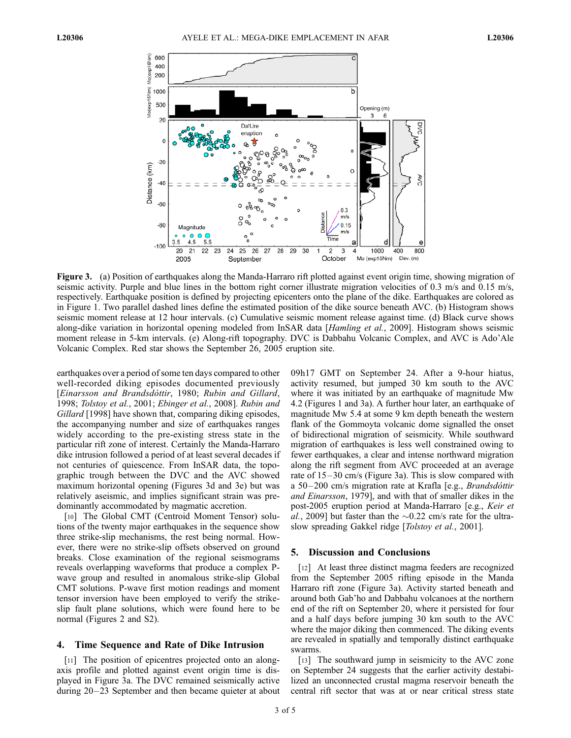**Figure 3.** (a) Position of earthquakes along the Manda-Harraro rift plotted against event origin time, showing migration of seismic activity. Purple and blue lines in the bottom right corner illustrate migration velocities of 0.3 m/s and 0.15 m/s, respectively. Earthquake position is defined by projecting epicenters onto the plane of the dike. Earthquakes are colored as in Figure 1. Two parallel dashed lines define the estimated position of the dike source beneath AVC. (b) Histogram shows seismic moment release at 12 hour intervals. (c) Cumulative seismic moment release against time. (d) Black curve shows along-dike variation in horizontal opening modeled from InSAR data [*Hamling et al.*, 2009]. Histogram shows seismic moment release in 5-km intervals. (e) Along-rift topography. DVC is Dabbahu Volcanic Complex, and AVC is Ado'Ale Volcanic Complex. Red star shows the September 26, 2005 eruption site.

earthquakes over a period of some ten days compared to other well-recorded diking episodes documented previously [*Einarsson and Brandsdóttir*, 1980; *Rubin and Gillard*, 1998; *Tolstoy et al.*, 2001; *Ebinger et al.*, 2008]. *Rubin and Gillard* [1998] have shown that, comparing diking episodes, the accompanying number and size of earthquakes ranges widely according to the pre-existing stress state in the particular rift zone of interest. Certainly the Manda-Harraro dike intrusion followed a period of at least several decades if not centuries of quiescence. From InSAR data, the topographic trough between the DVC and the AVC showed maximum horizontal opening (Figures 3d and 3e) but was relatively aseismic, and implies significant strain was predominantly accommodated by magmatic accretion.

[10] The Global CMT (Centroid Moment Tensor) solutions of the twenty major earthquakes in the sequence show three strike-slip mechanisms, the rest being normal. However, there were no strike-slip offsets observed on ground breaks. Close examination of the regional seismograms reveals overlapping waveforms that produce a complex P-wave group and resulted in anomalous strike-slip Global CMT solutions. P-wave first motion readings and moment tensor inversion have been employed to verify the strike-slip fault plane solutions, which were found here to be normal (Figures 2 and S2).

## 4. Time Sequence and Rate of Dike Intrusion

[11] The position of epicentres projected onto an along-axis profile and plotted against event origin time is displayed in Figure 3a. The DVC remained seismically active during 20–23 September and then became quieter at about 09h17 GMT on September 24. After a 9-hour hiatus, activity resumed, but jumped 30 km south to the AVC where it was initiated by an earthquake of magnitude Mw 4.2 (Figures 1 and 3a). A further hour later, an earthquake of magnitude Mw 5.4 at some 9 km depth beneath the western flank of the Gommoyta volcanic dome signalled the onset of bidirectional migration of seismicity. While southward migration of earthquakes is less well constrained owing to fewer earthquakes, a clear and intense northward migration along the rift segment from AVC proceeded at an average rate of 15–30 cm/s (Figure 3a). This is slow compared with a 50–200 cm/s migration rate at Krafla [e.g., *Brandsdóttir and Einarsson*, 1979], and with that of smaller dikes in the post-2005 eruption period at Manda-Harraro [e.g., *Keir et al.*, 2009] but faster than the ~0.22 cm/s rate for the ultra-slow spreading Gakkel ridge [*Tolstoy et al.*, 2001].

## 5. Discussion and Conclusions

[12] At least three distinct magma feeders are recognized from the September 2005 rifting episode in the Manda Harraro rift zone (Figure 3a). Activity started beneath and around both Gab'ho and Dabbahu volcanoes at the northern end of the rift on September 20, where it persisted for four and a half days before jumping 30 km south to the AVC where the major diking then commenced. The diking events are revealed in spatially and temporally distinct earthquake swarms.

[13] The southward jump in seismicity to the AVC zone on September 24 suggests that the earlier activity destabilized an unconnected crustal magma reservoir beneath the central rift sector that was at or near critical stress state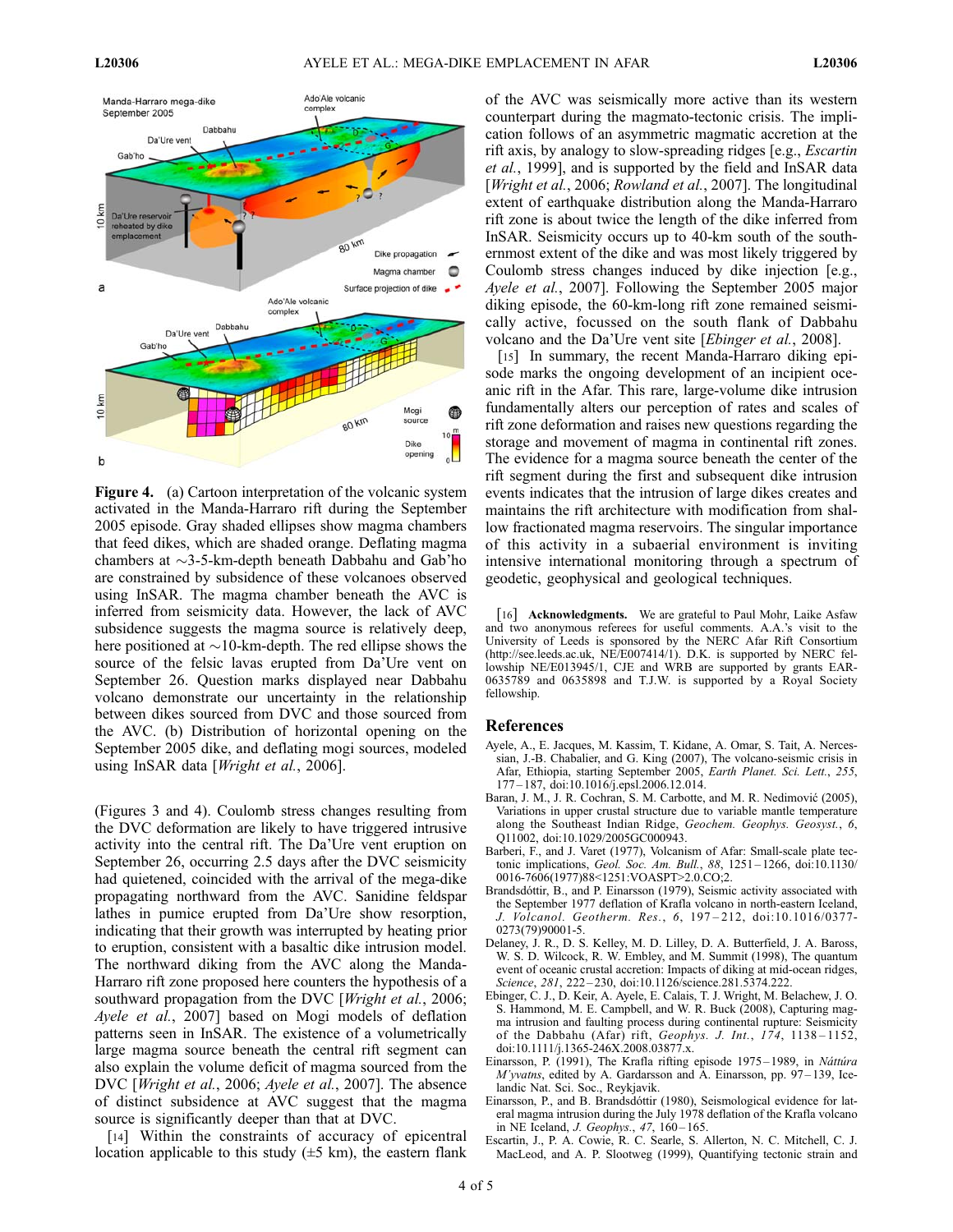**Figure 4.** (a) Cartoon interpretation of the volcanic system activated in the Manda-Harraro rift during the September 2005 episode. Gray shaded ellipses show magma chambers that feed dikes, which are shaded orange. Deflating magma chambers at ~3-5-km-depth beneath Dabbahu and Gab'ho are constrained by subsidence of these volcanoes observed using InSAR. The magma chamber beneath the AVC is inferred from seismicity data. However, the lack of AVC subsidence suggests the magma source is relatively deep, here positioned at ~10-km-depth. The red ellipse shows the source of the felsic lavas erupted from Da'Ure vent on September 26. Question marks displayed near Dabbahu volcano demonstrate our uncertainty in the relationship between dikes sourced from DVC and those sourced from the AVC. (b) Distribution of horizontal opening on the September 2005 dike, and deflating mogi sources, modeled using InSAR data [*Wright et al.*, 2006].

(Figures 3 and 4). Coulomb stress changes resulting from the DVC deformation are likely to have triggered intrusive activity into the central rift. The Da'Ure vent eruption on September 26, occurring 2.5 days after the DVC seismicity had quietened, coincided with the arrival of the mega-dike propagating northward from the AVC. Sanidine feldspar lathes in pumice erupted from Da'Ure show resorption, indicating that their growth was interrupted by heating prior to eruption, consistent with a basaltic dike intrusion model. The northward diking from the AVC along the Manda-Harraro rift zone proposed here counters the hypothesis of a southward propagation from the DVC [*Wright et al.*, 2006; *Ayele et al.*, 2007] based on Mogi models of deflation patterns seen in InSAR. The existence of a volumetrically large magma source beneath the central rift segment can also explain the volume deficit of magma sourced from the DVC [*Wright et al.*, 2006; *Ayele et al.*, 2007]. The absence of distinct subsidence at AVC suggest that the magma source is significantly deeper than that at DVC.

[14] Within the constraints of accuracy of epicentral location applicable to this study (±5 km), the eastern flank of the AVC was seismically more active than its western counterpart during the magmato-tectonic crisis. The implication follows of an asymmetric magmatic accretion at the rift axis, by analogy to slow-spreading ridges [e.g., *Escartin et al.*, 1999], and is supported by the field and InSAR data [*Wright et al.*, 2006; *Rowland et al.*, 2007]. The longitudinal extent of earthquake distribution along the Manda-Harraro rift zone is about twice the length of the dike inferred from InSAR. Seismicity occurs up to 40-km south of the southernmost extent of the dike and was most likely triggered by Coulomb stress changes induced by dike injection [e.g., *Ayele et al.*, 2007]. Following the September 2005 major diking episode, the 60-km-long rift zone remained seismically active, focussed on the south flank of Dabbahu volcano and the Da'Ure vent site [*Ebinger et al.*, 2008].

[15] In summary, the recent Manda-Harraro diking episode marks the ongoing development of an incipient oceanic rift in the Afar. This rare, large-volume dike intrusion fundamentally alters our perception of rates and scales of rift zone deformation and raises new questions regarding the storage and movement of magma in continental rift zones. The evidence for a magma source beneath the center of the rift segment during the first and subsequent dike intrusion events indicates that the intrusion of large dikes creates and maintains the rift architecture with modification from shallow fractionated magma reservoirs. The singular importance of this activity in a subaerial environment is inviting intensive international monitoring through a spectrum of geodetic, geophysical and geological techniques.

[16] **Acknowledgments.** We are grateful to Paul Mohr, Laike Asfaw and two anonymous referees for useful comments. A.A.'s visit to the University of Leeds is sponsored by the NERC Afar Rift Consortium (http://see.leeds.ac.uk, NE/E007414/1). D.K. is supported by NERC fellowship NE/E013945/1, CJE and WRB are supported by grants EAR-0635789 and 0635898 and T.J.W. is supported by a Royal Society fellowship.

## References

Ayele, A., E. Jacques, M. Kassim, T. Kidane, A. Omar, S. Tait, A. Nercessian, J.-B. Chabalier, and G. King (2007), The volcano-seismic crisis in Afar, Ethiopia, starting September 2005, *Earth Planet. Sci. Lett.*, *255*, 177–187, doi:10.1016/j.epsl.2006.12.014.

Baran, J. M., J. R. Cochran, S. M. Carbotte, and M. R. Nedimović (2005), Variations in upper crustal structure due to variable mantle temperature along the Southeast Indian Ridge, *Geochem. Geophys. Geosyst.*, *6*, Q11002, doi:10.1029/2005GC000943.

Barberi, F., and J. Varet (1977), Volcanism of Afar: Small-scale plate tectonic implications, *Geol. Soc. Am. Bull.*, *88*, 1251–1266, doi:10.1130/0016-7606(1977)88<1251:VOASPT>2.0.CO;2.

Brandsdóttir, B., and P. Einarsson (1979), Seismic activity associated with the September 1977 deflation of Krafla volcano in north-eastern Iceland, *J. Volcanol. Geotherm. Res.*, *6*, 197–212, doi:10.1016/0377-0273(79)90001-5.

Delaney, J. R., D. S. Kelley, M. D. Lilley, D. A. Butterfield, J. A. Baross, W. S. D. Wilcock, R. W. Embley, and M. Summit (1998), The quantum event of oceanic crustal accretion: Impacts of diking at mid-ocean ridges, *Science*, *281*, 222–230, doi:10.1126/science.281.5374.222.

Ebinger, C. J., D. Keir, A. Ayele, E. Calais, T. J. Wright, M. Belachew, J. O. S. Hammond, M. E. Campbell, and W. R. Buck (2008), Capturing magma intrusion and faulting process during continental rupture: Seismicity of the Dabbahu (Afar) rift, *Geophys. J. Int.*, *174*, 1138–1152, doi:10.1111/j.1365-246X.2008.03877.x.

Einarsson, P. (1991), The Krafla rifting episode 1975–1989, in *Náttúra M'yvatns*, edited by A. Gardarsson and Á. Einarsson, pp. 97–139, Icelandic Nat. Sci. Soc., Reykjavik.

Einarsson, P., and B. Brandsdóttir (1980), Seismological evidence for lateral magma intrusion during the July 1978 deflation of the Krafla volcano in NE Iceland, *J. Geophys.*, *47*, 160–165.

Escartin, J., P. A. Cowie, R. C. Searle, S. Allerton, N. C. Mitchell, C. J. MacLeod, and A. P. Slootweg (1999), Quantifying tectonic strain and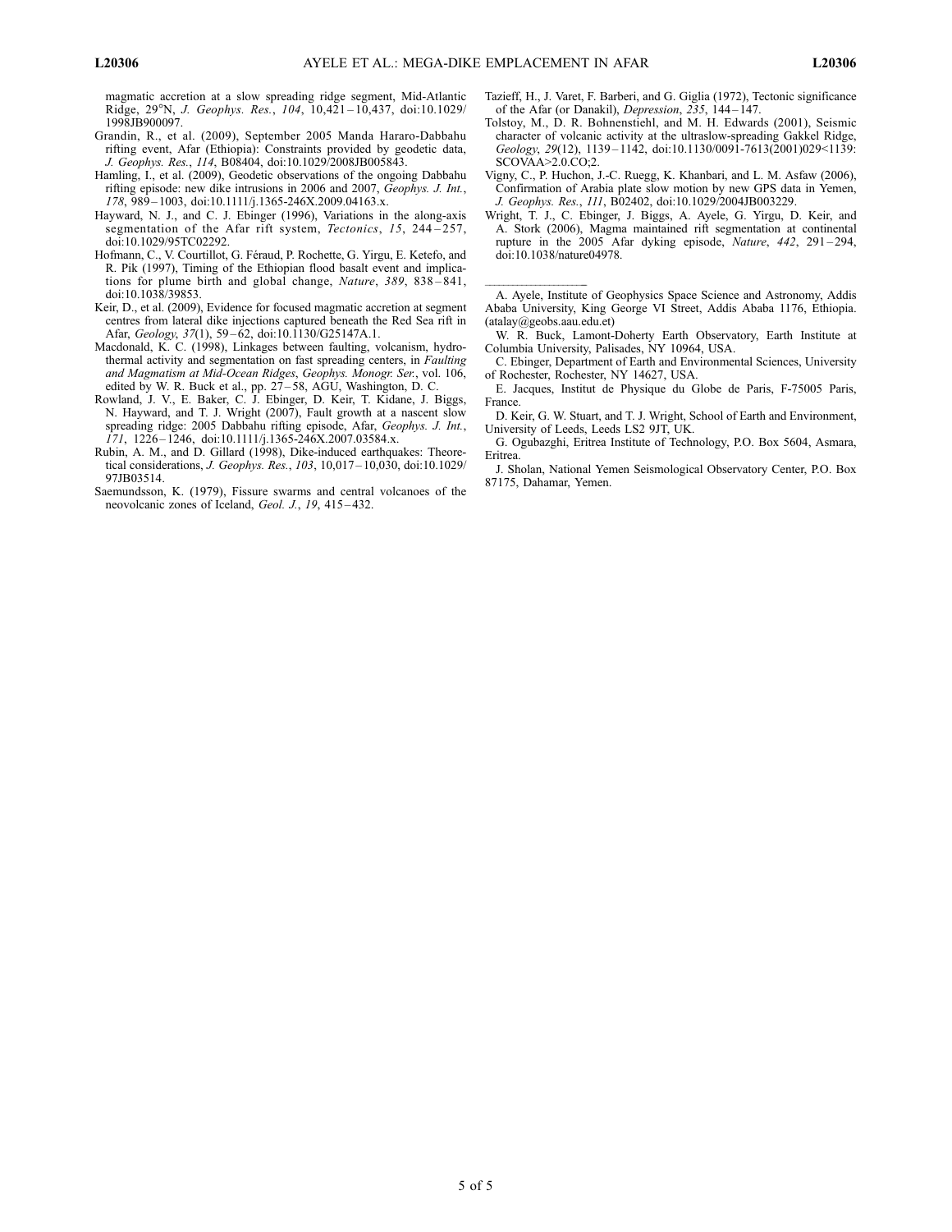magmatic accretion at a slow spreading ridge segment, Mid-Atlantic Ridge, 29°N, *J. Geophys. Res.*, *104*, 10,421–10,437, doi:10.1029/1998JB900097.

Grandin, R., et al. (2009), September 2005 Manda Hararo-Dabbahu rifting event, Afar (Ethiopia): Constraints provided by geodetic data, *J. Geophys. Res.*, *114*, B08404, doi:10.1029/2008JB005843.

Hamling, I., et al. (2009), Geodetic observations of the ongoing Dabbahu rifting episode: new dike intrusions in 2006 and 2007, *Geophys. J. Int.*, *178*, 989–1003, doi:10.1111/j.1365-246X.2009.04163.x.

Hayward, N. J., and C. J. Ebinger (1996), Variations in the along-axis segmentation of the Afar rift system, *Tectonics*, *15*, 244–257, doi:10.1029/95TC02292.

Hofmann, C., V. Courtillot, G. Féraud, P. Rochette, G. Yirgu, E. Ketefo, and R. Pik (1997), Timing of the Ethiopian flood basalt event and implications for plume birth and global change, *Nature*, *389*, 838–841, doi:10.1038/39853.

Keir, D., et al. (2009), Evidence for focused magmatic accretion at segment centres from lateral dike injections captured beneath the Red Sea rift in Afar, *Geology*, *37*(1), 59–62, doi:10.1130/G25147A.1.

Macdonald, K. C. (1998), Linkages between faulting, volcanism, hydrothermal activity and segmentation on fast spreading centers, in *Faulting and Magmatism at Mid-Ocean Ridges*, *Geophys. Monogr. Ser.*, vol. 106, edited by W. R. Buck et al., pp. 27–58, AGU, Washington, D. C.

Rowland, J. V., E. Baker, C. J. Ebinger, D. Keir, T. Kidane, J. Biggs, N. Hayward, and T. J. Wright (2007), Fault growth at a nascent slow spreading ridge: 2005 Dabbahu rifting episode, Afar, *Geophys. J. Int.*, *171*, 1226–1246, doi:10.1111/j.1365-246X.2007.03584.x.

Rubin, A. M., and D. Gillard (1998), Dike-induced earthquakes: Theoretical considerations, *J. Geophys. Res.*, *103*, 10,017–10,030, doi:10.1029/97JB03514.

Saemundsson, K. (1979), Fissure swarms and central volcanoes of the neovolcanic zones of Iceland, *Geol. J.*, *19*, 415–432.

Tazieff, H., J. Varet, F. Barberi, and G. Giglia (1972), Tectonic significance of the Afar (or Danakil), *Depression*, *235*, 144–147.

Tolstoy, M., D. R. Bohnenstiehl, and M. H. Edwards (2001), Seismic character of volcanic activity at the ultraslow-spreading Gakkel Ridge, *Geology*, *29*(12), 1139–1142, doi:10.1130/0091-7613(2001)029<1139:SCOVAA>2.0.CO;2.

Vigny, C., P. Huchon, J.-C. Ruegg, K. Khanbari, and L. M. Asfaw (2006), Confirmation of Arabia plate slow motion by new GPS data in Yemen, *J. Geophys. Res.*, *111*, B02402, doi:10.1029/2004JB003229.

Wright, T. J., C. Ebinger, J. Biggs, A. Ayele, G. Yirgu, D. Keir, and A. Stork (2006), Magma maintained rift segmentation at continental rupture in the 2005 Afar dyking episode, *Nature*, *442*, 291–294, doi:10.1038/nature04978.

---

A. Ayele, Institute of Geophysics Space Science and Astronomy, Addis Ababa University, King George VI Street, Addis Ababa 1176, Ethiopia. (atalay@geobs.aau.edu.et)

W. R. Buck, Lamont-Doherty Earth Observatory, Earth Institute at Columbia University, Palisades, NY 10964, USA.

C. Ebinger, Department of Earth and Environmental Sciences, University of Rochester, Rochester, NY 14627, USA.

E. Jacques, Institut de Physique du Globe de Paris, F-75005 Paris, France.

D. Keir, G. W. Stuart, and T. J. Wright, School of Earth and Environment, University of Leeds, Leeds LS2 9JT, UK.

G. Ogubazghi, Eritrea Institute of Technology, P.O. Box 5604, Asmara, Eritrea.

J. Sholan, National Yemen Seismological Observatory Center, P.O. Box 87175, Dahamar, Yemen.